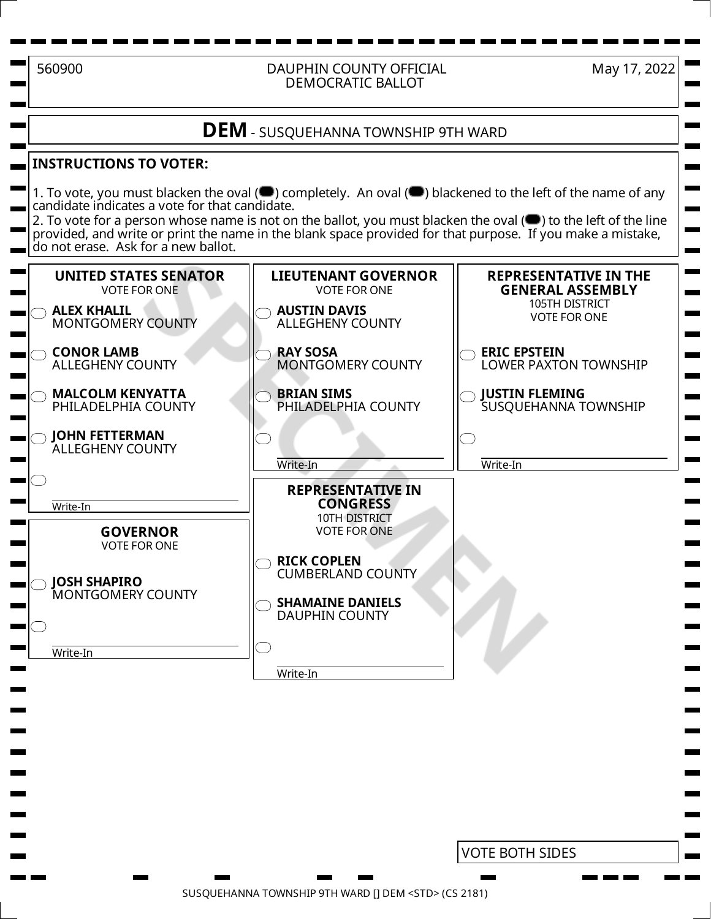560900

DAUPHIN COUNTY OFFICIAL
DEMOCRATIC BALLOT

May 17, 2022

# DEM - SUSQUEHANNA TOWNSHIP 9TH WARD

**INSTRUCTIONS TO VOTER:**

1. To vote, you must blacken the oval (⬬) completely. An oval (⬬) blackened to the left of the name of any candidate indicates a vote for that candidate.
2. To vote for a person whose name is not on the ballot, you must blacken the oval (⬬) to the left of the line provided, and write or print the name in the blank space provided for that purpose. If you make a mistake, do not erase. Ask for a new ballot.

## UNITED STATES SENATOR
VOTE FOR ONE

- ⬭ **ALEX KHALIL** MONTGOMERY COUNTY
- ⬭ **CONOR LAMB** ALLEGHENY COUNTY
- ⬭ **MALCOLM KENYATTA** PHILADELPHIA COUNTY
- ⬭ **JOHN FETTERMAN** ALLEGHENY COUNTY
- ⬭ ______________ Write-In

## GOVERNOR
VOTE FOR ONE

- ⬭ **JOSH SHAPIRO** MONTGOMERY COUNTY
- ⬭ ______________ Write-In

## LIEUTENANT GOVERNOR
VOTE FOR ONE

- ⬭ **AUSTIN DAVIS** ALLEGHENY COUNTY
- ⬭ **RAY SOSA** MONTGOMERY COUNTY
- ⬭ **BRIAN SIMS** PHILADELPHIA COUNTY
- ⬭ ______________ Write-In

## REPRESENTATIVE IN CONGRESS
10TH DISTRICT
VOTE FOR ONE

- ⬭ **RICK COPLEN** CUMBERLAND COUNTY
- ⬭ **SHAMAINE DANIELS** DAUPHIN COUNTY
- ⬭ ______________ Write-In

## REPRESENTATIVE IN THE GENERAL ASSEMBLY
105TH DISTRICT
VOTE FOR ONE

- ⬭ **ERIC EPSTEIN** LOWER PAXTON TOWNSHIP
- ⬭ **JUSTIN FLEMING** SUSQUEHANNA TOWNSHIP
- ⬭ ______________ Write-In

VOTE BOTH SIDES

SUSQUEHANNA TOWNSHIP 9TH WARD [] DEM <STD> (CS 2181)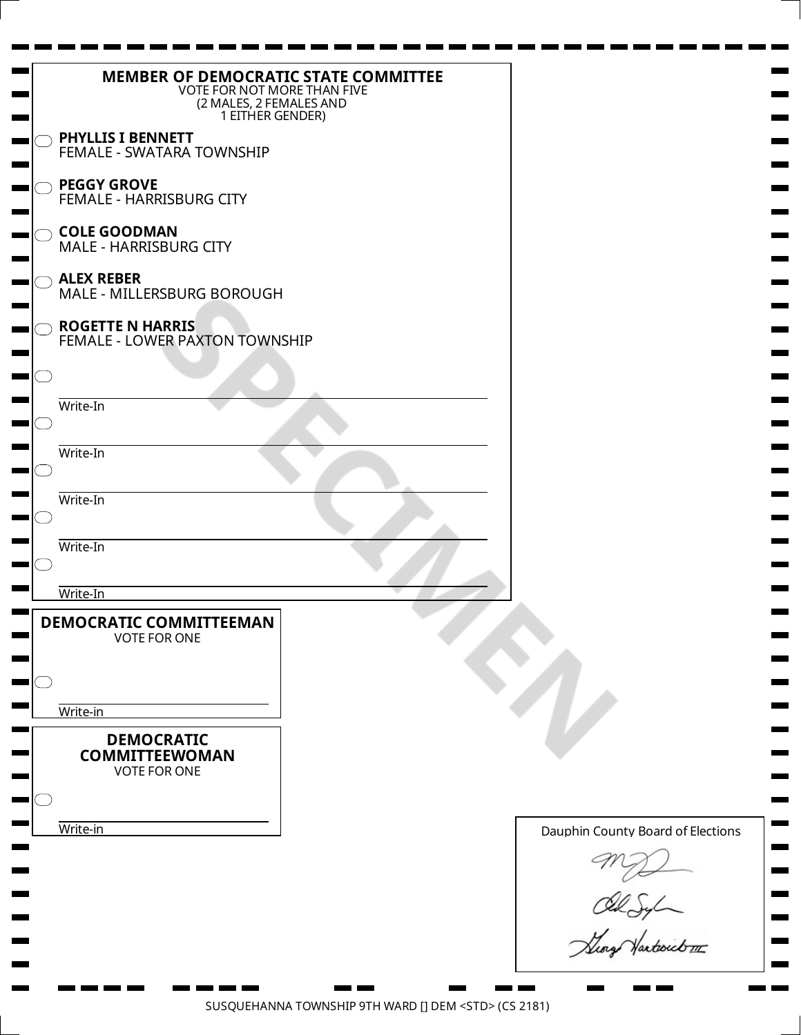## MEMBER OF DEMOCRATIC STATE COMMITTEE

VOTE FOR NOT MORE THAN FIVE
(2 MALES, 2 FEMALES AND
1 EITHER GENDER)

- **PHYLLIS I BENNETT**
  FEMALE - SWATARA TOWNSHIP
- **PEGGY GROVE**
  FEMALE - HARRISBURG CITY
- **COLE GOODMAN**
  MALE - HARRISBURG CITY
- **ALEX REBER**
  MALE - MILLERSBURG BOROUGH
- **ROGETTE N HARRIS**
  FEMALE - LOWER PAXTON TOWNSHIP
- Write-In
- Write-In
- Write-In
- Write-In
- Write-In

## DEMOCRATIC COMMITTEEMAN

VOTE FOR ONE

- Write-in

## DEMOCRATIC COMMITTEEWOMAN

VOTE FOR ONE

- Write-in

SPECIMEN

Dauphin County Board of Elections

SUSQUEHANNA TOWNSHIP 9TH WARD [] DEM <STD> (CS 2181)